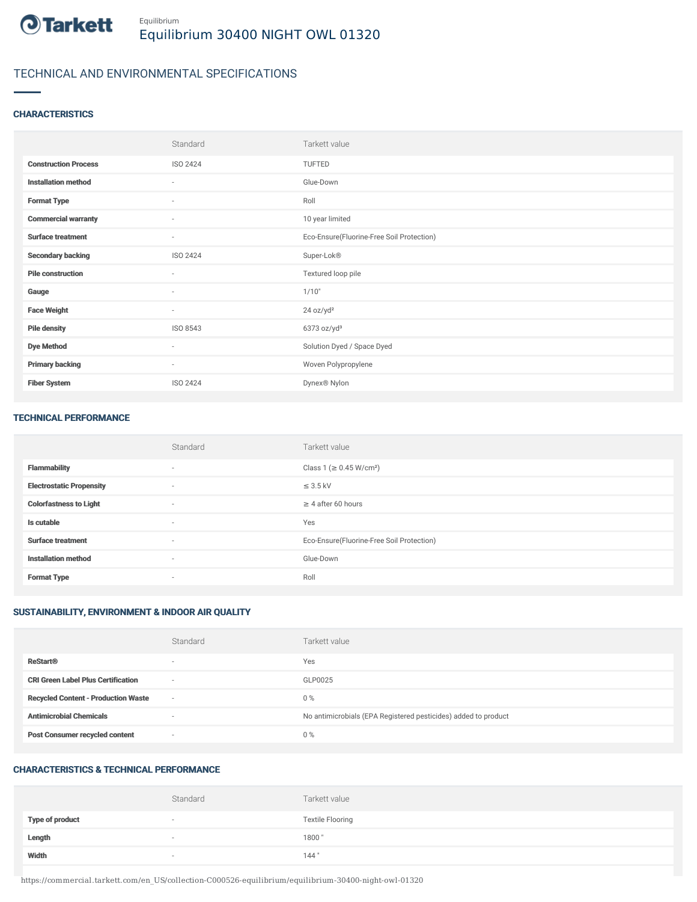Tarkett

Equilibrium

# Equilibrium 30400 NIGHT OWL 01320

## TECHNICAL AND ENVIRONMENTAL SPECIFICATIONS

### CHARACTERISTICS

| | Standard | Tarkett value |
|---|---|---|
| **Construction Process** | ISO 2424 | TUFTED |
| **Installation method** | - | Glue-Down |
| **Format Type** | - | Roll |
| **Commercial warranty** | - | 10 year limited |
| **Surface treatment** | - | Eco-Ensure(Fluorine-Free Soil Protection) |
| **Secondary backing** | ISO 2424 | Super-Lok® |
| **Pile construction** | - | Textured loop pile |
| **Gauge** | - | 1/10" |
| **Face Weight** | - | 24 oz/yd² |
| **Pile density** | ISO 8543 | 6373 oz/yd³ |
| **Dye Method** | - | Solution Dyed / Space Dyed |
| **Primary backing** | - | Woven Polypropylene |
| **Fiber System** | ISO 2424 | Dynex® Nylon |

### TECHNICAL PERFORMANCE

| | Standard | Tarkett value |
|---|---|---|
| **Flammability** | - | Class 1 (≥ 0.45 W/cm²) |
| **Electrostatic Propensity** | - | ≤ 3.5 kV |
| **Colorfastness to Light** | - | ≥ 4 after 60 hours |
| **Is cutable** | - | Yes |
| **Surface treatment** | - | Eco-Ensure(Fluorine-Free Soil Protection) |
| **Installation method** | - | Glue-Down |
| **Format Type** | - | Roll |

### SUSTAINABILITY, ENVIRONMENT & INDOOR AIR QUALITY

| | Standard | Tarkett value |
|---|---|---|
| **ReStart®** | - | Yes |
| **CRI Green Label Plus Certification** | - | GLP0025 |
| **Recycled Content - Production Waste** | - | 0 % |
| **Antimicrobial Chemicals** | - | No antimicrobials (EPA Registered pesticides) added to product |
| **Post Consumer recycled content** | - | 0 % |

### CHARACTERISTICS & TECHNICAL PERFORMANCE

| | Standard | Tarkett value |
|---|---|---|
| **Type of product** | - | Textile Flooring |
| **Length** | - | 1800 " |
| **Width** | - | 144 " |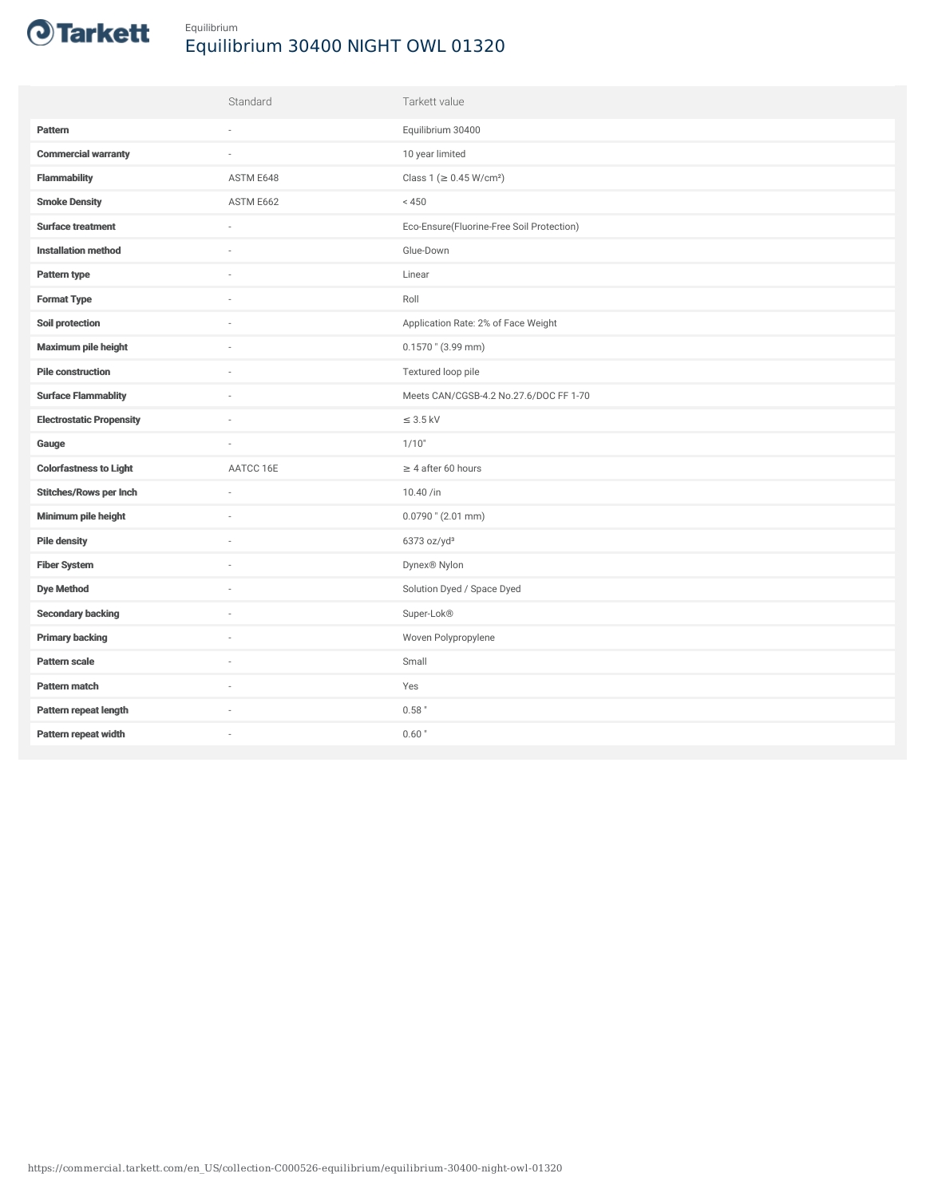Equilibrium

# Equilibrium 30400 NIGHT OWL 01320

| | Standard | Tarkett value |
|---|---|---|
| **Pattern** | - | Equilibrium 30400 |
| **Commercial warranty** | - | 10 year limited |
| **Flammability** | ASTM E648 | Class 1 (≥ 0.45 W/cm²) |
| **Smoke Density** | ASTM E662 | < 450 |
| **Surface treatment** | - | Eco-Ensure(Fluorine-Free Soil Protection) |
| **Installation method** | - | Glue-Down |
| **Pattern type** | - | Linear |
| **Format Type** | - | Roll |
| **Soil protection** | - | Application Rate: 2% of Face Weight |
| **Maximum pile height** | - | 0.1570 " (3.99 mm) |
| **Pile construction** | - | Textured loop pile |
| **Surface Flammablity** | - | Meets CAN/CGSB-4.2 No.27.6/DOC FF 1-70 |
| **Electrostatic Propensity** | - | ≤ 3.5 kV |
| **Gauge** | - | 1/10" |
| **Colorfastness to Light** | AATCC 16E | ≥ 4 after 60 hours |
| **Stitches/Rows per Inch** | - | 10.40 /in |
| **Minimum pile height** | - | 0.0790 " (2.01 mm) |
| **Pile density** | - | 6373 oz/yd³ |
| **Fiber System** | - | Dynex® Nylon |
| **Dye Method** | - | Solution Dyed / Space Dyed |
| **Secondary backing** | - | Super-Lok® |
| **Primary backing** | - | Woven Polypropylene |
| **Pattern scale** | - | Small |
| **Pattern match** | - | Yes |
| **Pattern repeat length** | - | 0.58 " |
| **Pattern repeat width** | - | 0.60 " |

https://commercial.tarkett.com/en_US/collection-C000526-equilibrium/equilibrium-30400-night-owl-01320